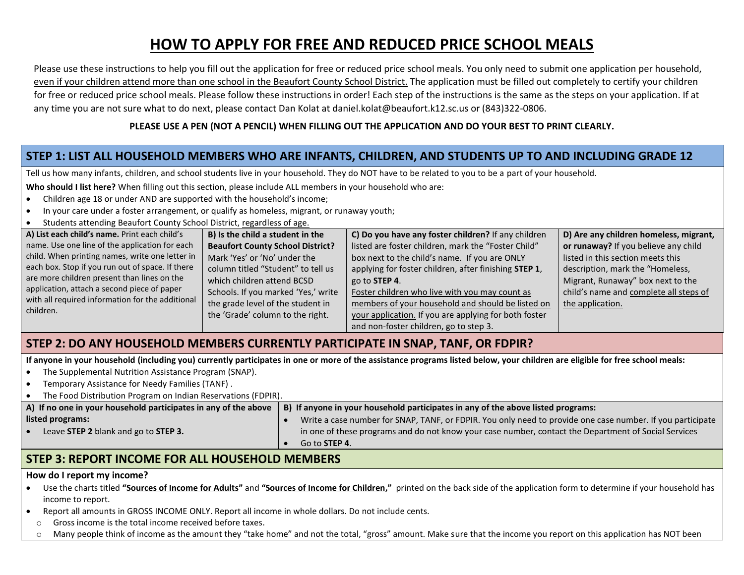# HOW TO APPLY FOR FREE AND REDUCED PRICE SCHOOL MEALS

Please use these instructions to help you fill out the application for free or reduced price school meals. You only need to submit one application per household, even if your children attend more than one school in the Beaufort County School District. The application must be filled out completely to certify your children for free or reduced price school meals. Please follow these instructions in order! Each step of the instructions is the same as the steps on your application. If at any time you are not sure what to do next, please contact Dan Kolat at daniel.kolat@beaufort.k12.sc.us or (843)322-0806.

**PLEASE USE A PEN (NOT A PENCIL) WHEN FILLING OUT THE APPLICATION AND DO YOUR BEST TO PRINT CLEARLY.**

## STEP 1: LIST ALL HOUSEHOLD MEMBERS WHO ARE INFANTS, CHILDREN, AND STUDENTS UP TO AND INCLUDING GRADE 12

Tell us how many infants, children, and school students live in your household. They do NOT have to be related to you to be a part of your household.

**Who should I list here?** When filling out this section, please include ALL members in your household who are:

- Children age 18 or under AND are supported with the household's income;
- In your care under a foster arrangement, or qualify as homeless, migrant, or runaway youth;
- Students attending Beaufort County School District, regardless of age.

| **A) List each child's name.** Print each child's name. Use one line of the application for each child. When printing names, write one letter in each box. Stop if you run out of space. If there are more children present than lines on the application, attach a second piece of paper with all required information for the additional children. | **B) Is the child a student in the Beaufort County School District?** Mark 'Yes' or 'No' under the column titled "Student" to tell us which children attend BCSD Schools. If you marked 'Yes,' write the grade level of the student in the 'Grade' column to the right. | **C) Do you have any foster children?** If any children listed are foster children, mark the "Foster Child" box next to the child's name. If you are ONLY applying for foster children, after finishing **STEP 1**, go to **STEP 4**. Foster children who live with you may count as members of your household and should be listed on your application. If you are applying for both foster and non-foster children, go to step 3. | **D) Are any children homeless, migrant, or runaway?** If you believe any child listed in this section meets this description, mark the "Homeless, Migrant, Runaway" box next to the child's name and complete all steps of the application. |
|---|---|---|---|

## STEP 2: DO ANY HOUSEHOLD MEMBERS CURRENTLY PARTICIPATE IN SNAP, TANF, OR FDPIR?

**If anyone in your household (including you) currently participates in one or more of the assistance programs listed below, your children are eligible for free school meals:**

- The Supplemental Nutrition Assistance Program (SNAP).
- Temporary Assistance for Needy Families (TANF) .
- The Food Distribution Program on Indian Reservations (FDPIR).

| **A) If no one in your household participates in any of the above listed programs:** | **B) If anyone in your household participates in any of the above listed programs:** |
|---|---|
| • Leave **STEP 2** blank and go to **STEP 3.** | • Write a case number for SNAP, TANF, or FDPIR. You only need to provide one case number. If you participate in one of these programs and do not know your case number, contact the Department of Social Services<br>• Go to **STEP 4**. |

## STEP 3: REPORT INCOME FOR ALL HOUSEHOLD MEMBERS

**How do I report my income?**

- Use the charts titled **"Sources of Income for Adults"** and **"Sources of Income for Children,"** printed on the back side of the application form to determine if your household has income to report.
- Report all amounts in GROSS INCOME ONLY. Report all income in whole dollars. Do not include cents.
  - Gross income is the total income received before taxes.
  - Many people think of income as the amount they "take home" and not the total, "gross" amount. Make sure that the income you report on this application has NOT been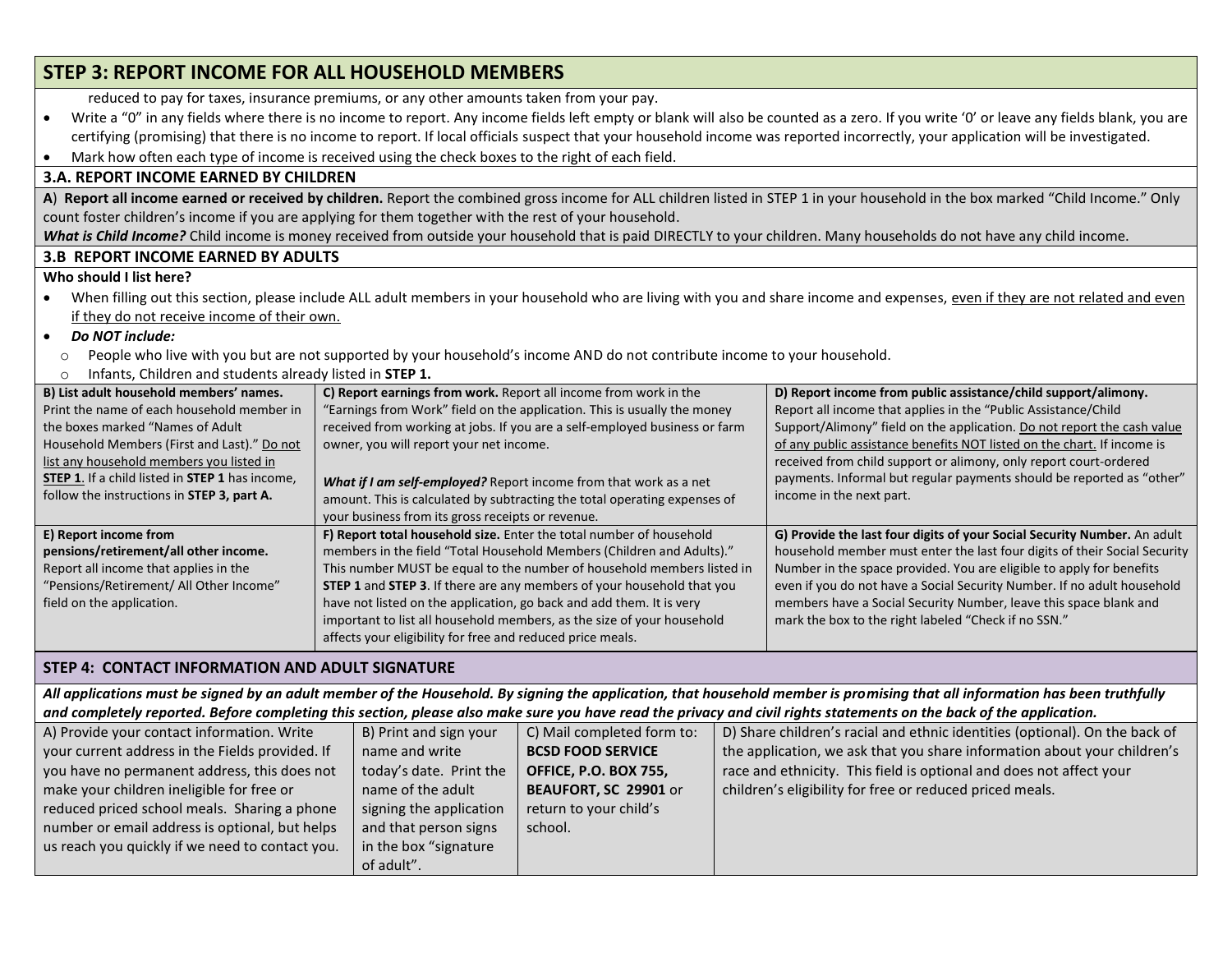## STEP 3: REPORT INCOME FOR ALL HOUSEHOLD MEMBERS

reduced to pay for taxes, insurance premiums, or any other amounts taken from your pay.

- Write a "0" in any fields where there is no income to report. Any income fields left empty or blank will also be counted as a zero. If you write '0' or leave any fields blank, you are certifying (promising) that there is no income to report. If local officials suspect that your household income was reported incorrectly, your application will be investigated.
- Mark how often each type of income is received using the check boxes to the right of each field.

### 3.A. REPORT INCOME EARNED BY CHILDREN

**A**) **Report all income earned or received by children.** Report the combined gross income for ALL children listed in STEP 1 in your household in the box marked "Child Income." Only count foster children's income if you are applying for them together with the rest of your household.

***What is Child Income?*** Child income is money received from outside your household that is paid DIRECTLY to your children. Many households do not have any child income.

### 3.B REPORT INCOME EARNED BY ADULTS

**Who should I list here?**

- When filling out this section, please include ALL adult members in your household who are living with you and share income and expenses, even if they are not related and even if they do not receive income of their own.
- ***Do NOT include:***
  - People who live with you but are not supported by your household's income AND do not contribute income to your household.
  - Infants, Children and students already listed in **STEP 1.**

| | | |
|---|---|---|
| **B) List adult household members' names.** Print the name of each household member in the boxes marked "Names of Adult Household Members (First and Last)." Do not list any household members you listed in **STEP 1**. If a child listed in **STEP 1** has income, follow the instructions in **STEP 3, part A.** | **C) Report earnings from work.** Report all income from work in the "Earnings from Work" field on the application. This is usually the money received from working at jobs. If you are a self-employed business or farm owner, you will report your net income.<br><br>***What if I am self-employed?*** Report income from that work as a net amount. This is calculated by subtracting the total operating expenses of your business from its gross receipts or revenue. | **D) Report income from public assistance/child support/alimony.** Report all income that applies in the "Public Assistance/Child Support/Alimony" field on the application. Do not report the cash value of any public assistance benefits NOT listed on the chart. If income is received from child support or alimony, only report court-ordered payments. Informal but regular payments should be reported as "other" income in the next part. |
| **E) Report income from pensions/retirement/all other income.** Report all income that applies in the "Pensions/Retirement/ All Other Income" field on the application. | **F) Report total household size.** Enter the total number of household members in the field "Total Household Members (Children and Adults)." This number MUST be equal to the number of household members listed in **STEP 1** and **STEP 3**. If there are any members of your household that you have not listed on the application, go back and add them. It is very important to list all household members, as the size of your household affects your eligibility for free and reduced price meals. | **G) Provide the last four digits of your Social Security Number.** An adult household member must enter the last four digits of their Social Security Number in the space provided. You are eligible to apply for benefits even if you do not have a Social Security Number. If no adult household members have a Social Security Number, leave this space blank and mark the box to the right labeled "Check if no SSN." |

## STEP 4: CONTACT INFORMATION AND ADULT SIGNATURE

***All applications must be signed by an adult member of the Household. By signing the application, that household member is promising that all information has been truthfully and completely reported. Before completing this section, please also make sure you have read the privacy and civil rights statements on the back of the application.***

| | | | |
|---|---|---|---|
| A) Provide your contact information. Write your current address in the Fields provided. If you have no permanent address, this does not make your children ineligible for free or reduced priced school meals. Sharing a phone number or email address is optional, but helps us reach you quickly if we need to contact you. | B) Print and sign your name and write today's date. Print the name of the adult signing the application and that person signs in the box "signature of adult". | C) Mail completed form to: **BCSD FOOD SERVICE OFFICE, P.O. BOX 755, BEAUFORT, SC 29901** or return to your child's school. | D) Share children's racial and ethnic identities (optional). On the back of the application, we ask that you share information about your children's race and ethnicity. This field is optional and does not affect your children's eligibility for free or reduced priced meals. |